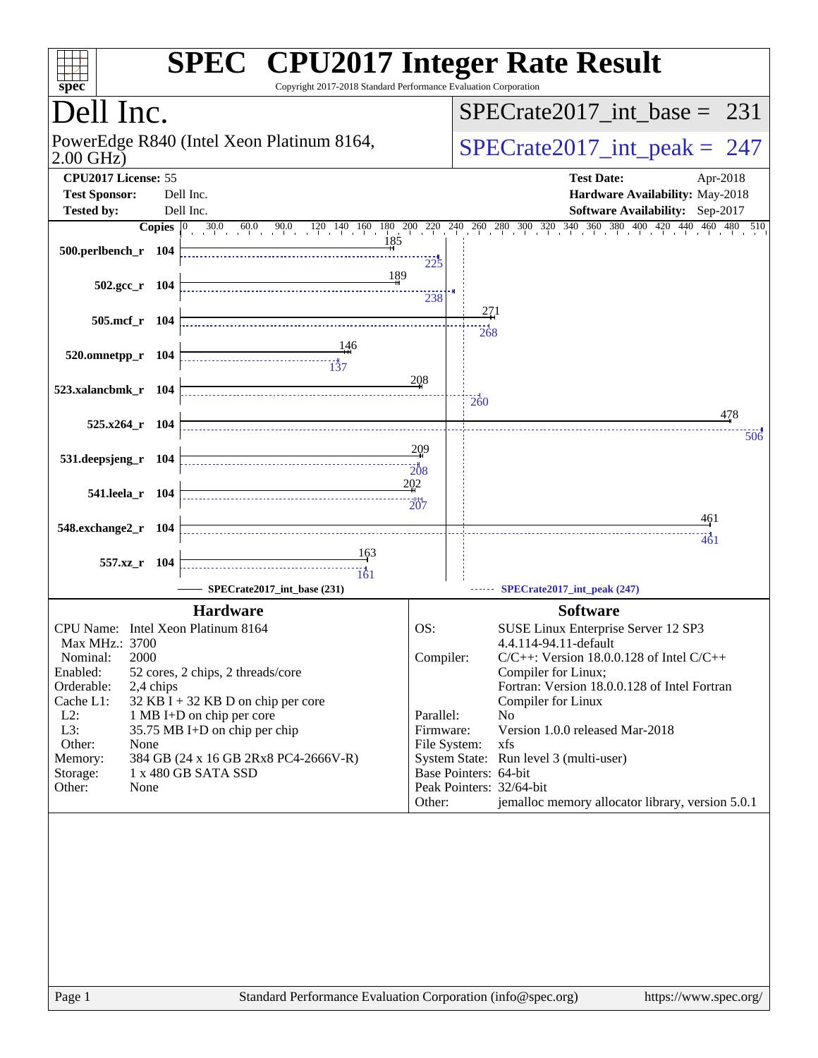# SPEC CPU2017 Integer Rate Result

Copyright 2017-2018 Standard Performance Evaluation Corporation

## Dell Inc.

PowerEdge R840 (Intel Xeon Platinum 8164, 2.00 GHz)

SPECrate2017_int_base = 231

SPECrate2017_int_peak = 247

| | | | |
|---|---|---|---|
| **CPU2017 License:** | 55 | **Test Date:** | Apr-2018 |
| **Test Sponsor:** | Dell Inc. | **Hardware Availability:** | May-2018 |
| **Tested by:** | Dell Inc. | **Software Availability:** | Sep-2017 |

| Benchmark | Copies | Base | Peak |
|---|---|---|---|
| 500.perlbench_r | 104 | 185 | 225 |
| 502.gcc_r | 104 | 189 | 238 |
| 505.mcf_r | 104 | 271 | 268 |
| 520.omnetpp_r | 104 | 146 | 137 |
| 523.xalancbmk_r | 104 | 208 | 260 |
| 525.x264_r | 104 | 478 | 506 |
| 531.deepsjeng_r | 104 | 209 | 208 |
| 541.leela_r | 104 | 202 | 207 |
| 548.exchange2_r | 104 | 461 | 461 |
| 557.xz_r | 104 | 163 | 161 |

SPECrate2017_int_base (231) — SPECrate2017_int_peak (247)

### Hardware

| | |
|---|---|
| CPU Name: | Intel Xeon Platinum 8164 |
| Max MHz.: | 3700 |
| Nominal: | 2000 |
| Enabled: | 52 cores, 2 chips, 2 threads/core |
| Orderable: | 2,4 chips |
| Cache L1: | 32 KB I + 32 KB D on chip per core |
| L2: | 1 MB I+D on chip per core |
| L3: | 35.75 MB I+D on chip per chip |
| Other: | None |
| Memory: | 384 GB (24 x 16 GB 2Rx8 PC4-2666V-R) |
| Storage: | 1 x 480 GB SATA SSD |
| Other: | None |

### Software

| | |
|---|---|
| OS: | SUSE Linux Enterprise Server 12 SP3 4.4.114-94.11-default |
| Compiler: | C/C++: Version 18.0.0.128 of Intel C/C++ Compiler for Linux; Fortran: Version 18.0.0.128 of Intel Fortran Compiler for Linux |
| Parallel: | No |
| Firmware: | Version 1.0.0 released Mar-2018 |
| File System: | xfs |
| System State: | Run level 3 (multi-user) |
| Base Pointers: | 64-bit |
| Peak Pointers: | 32/64-bit |
| Other: | jemalloc memory allocator library, version 5.0.1 |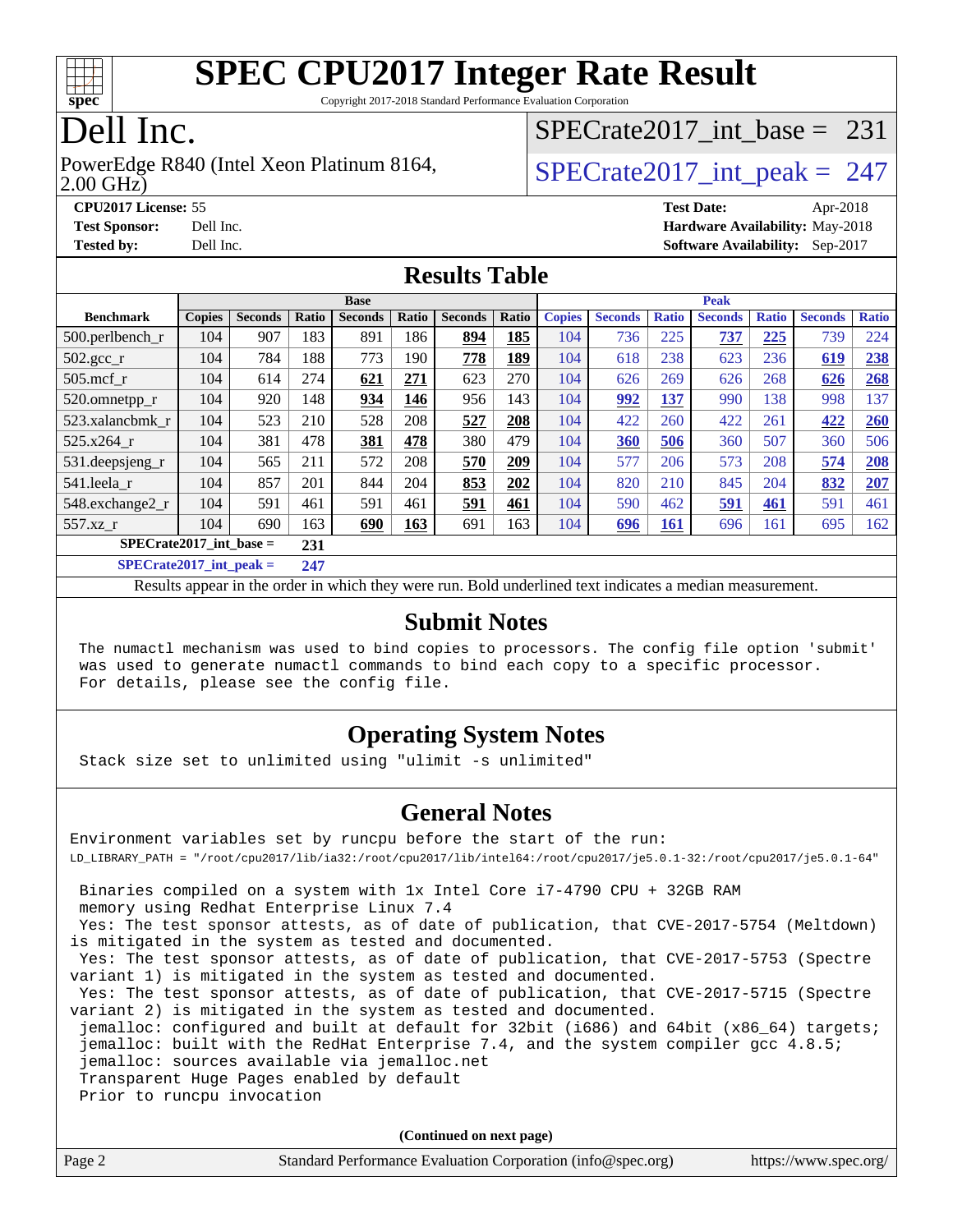# SPEC CPU2017 Integer Rate Result

Copyright 2017-2018 Standard Performance Evaluation Corporation

# Dell Inc.

PowerEdge R840 (Intel Xeon Platinum 8164, 2.00 GHz)

SPECrate2017_int_base = 231

SPECrate2017_int_peak = 247

**CPU2017 License:** 55
**Test Sponsor:** Dell Inc.
**Tested by:** Dell Inc.

**Test Date:** Apr-2018
**Hardware Availability:** May-2018
**Software Availability:** Sep-2017

## Results Table

| | Base | | | | | | | Peak | | | | | | |
|---|---|---|---|---|---|---|---|---|---|---|---|---|---|---|
| **Benchmark** | **Copies** | **Seconds** | **Ratio** | **Seconds** | **Ratio** | **Seconds** | **Ratio** | **Copies** | **Seconds** | **Ratio** | **Seconds** | **Ratio** | **Seconds** | **Ratio** |
| 500.perlbench_r | 104 | 907 | 183 | 891 | 186 | **894** | **185** | 104 | 736 | 225 | **737** | **225** | 739 | 224 |
| 502.gcc_r | 104 | 784 | 188 | 773 | 190 | **778** | **189** | 104 | 618 | 238 | 623 | 236 | **619** | **238** |
| 505.mcf_r | 104 | 614 | 274 | **621** | **271** | 623 | 270 | 104 | 626 | 269 | 626 | 268 | **626** | **268** |
| 520.omnetpp_r | 104 | 920 | 148 | **934** | **146** | 956 | 143 | 104 | **992** | **137** | 990 | 138 | 998 | 137 |
| 523.xalancbmk_r | 104 | 523 | 210 | 528 | 208 | **527** | **208** | 104 | 422 | 260 | 422 | 261 | **422** | **260** |
| 525.x264_r | 104 | 381 | 478 | **381** | **478** | 380 | 479 | 104 | **360** | **506** | 360 | 507 | 360 | 506 |
| 531.deepsjeng_r | 104 | 565 | 211 | 572 | 208 | **570** | **209** | 104 | 577 | 206 | 573 | 208 | **574** | **208** |
| 541.leela_r | 104 | 857 | 201 | 844 | 204 | **853** | **202** | 104 | 820 | 210 | 845 | 204 | **832** | **207** |
| 548.exchange2_r | 104 | 591 | 461 | 591 | 461 | **591** | **461** | 104 | 590 | 462 | **591** | **461** | 591 | 461 |
| 557.xz_r | 104 | 690 | 163 | **690** | **163** | 691 | 163 | 104 | **696** | **161** | 696 | 161 | 695 | 162 |

**SPECrate2017_int_base = 231**

**SPECrate2017_int_peak = 247**

Results appear in the order in which they were run. Bold underlined text indicates a median measurement.

## Submit Notes

```
The numactl mechanism was used to bind copies to processors. The config file option 'submit'
was used to generate numactl commands to bind each copy to a specific processor.
For details, please see the config file.
```

## Operating System Notes

```
Stack size set to unlimited using "ulimit -s unlimited"
```

## General Notes

```
Environment variables set by runcpu before the start of the run:
LD_LIBRARY_PATH = "/root/cpu2017/lib/ia32:/root/cpu2017/lib/intel64:/root/cpu2017/je5.0.1-32:/root/cpu2017/je5.0.1-64"

 Binaries compiled on a system with 1x Intel Core i7-4790 CPU + 32GB RAM
 memory using Redhat Enterprise Linux 7.4
 Yes: The test sponsor attests, as of date of publication, that CVE-2017-5754 (Meltdown)
is mitigated in the system as tested and documented.
 Yes: The test sponsor attests, as of date of publication, that CVE-2017-5753 (Spectre
variant 1) is mitigated in the system as tested and documented.
 Yes: The test sponsor attests, as of date of publication, that CVE-2017-5715 (Spectre
variant 2) is mitigated in the system as tested and documented.
 jemalloc: configured and built at default for 32bit (i686) and 64bit (x86_64) targets;
 jemalloc: built with the RedHat Enterprise 7.4, and the system compiler gcc 4.8.5;
 jemalloc: sources available via jemalloc.net
 Transparent Huge Pages enabled by default
 Prior to runcpu invocation
```

**(Continued on next page)**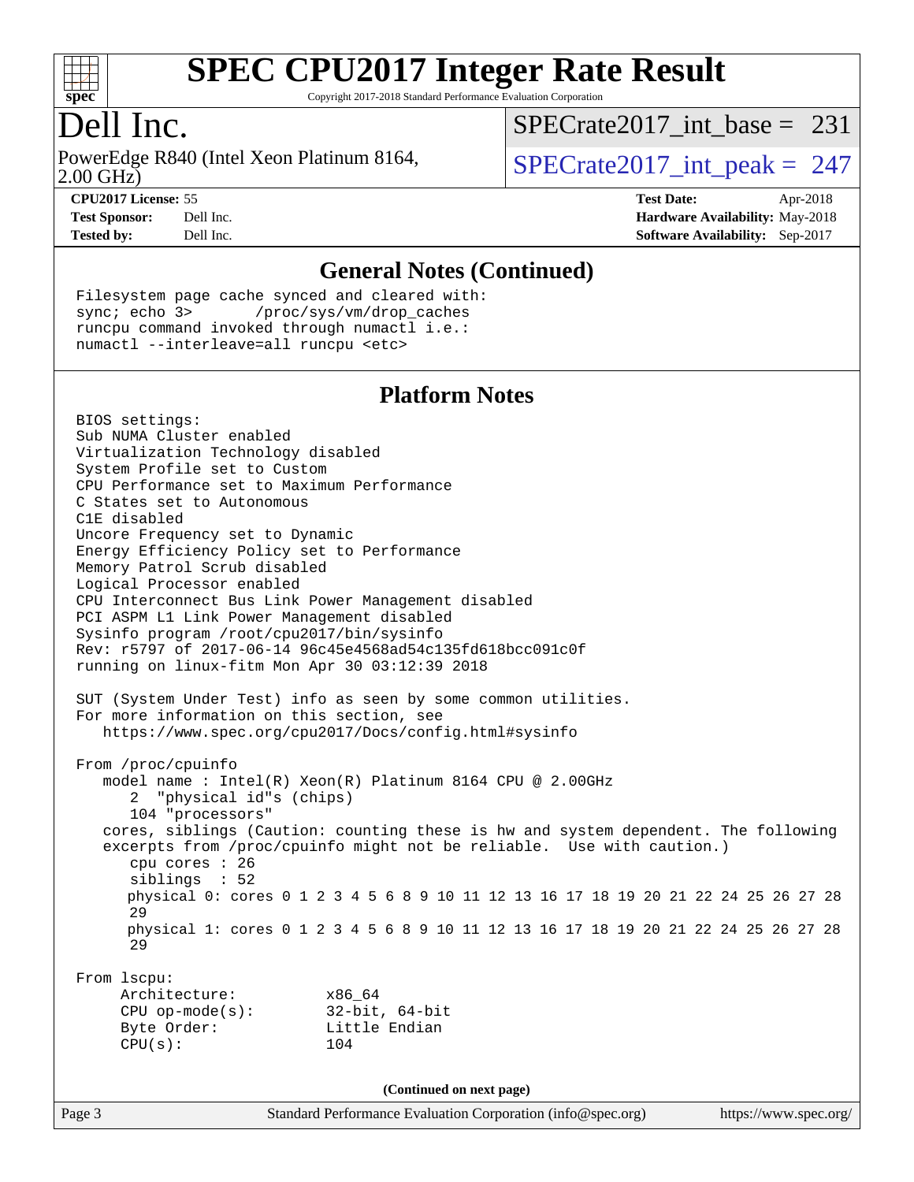# SPEC CPU2017 Integer Rate Result

Copyright 2017-2018 Standard Performance Evaluation Corporation

## Dell Inc.

PowerEdge R840 (Intel Xeon Platinum 8164, 2.00 GHz)

SPECrate2017_int_base = 231

SPECrate2017_int_peak = 247

**CPU2017 License:** 55
**Test Sponsor:** Dell Inc.
**Tested by:** Dell Inc.

**Test Date:** Apr-2018
**Hardware Availability:** May-2018
**Software Availability:** Sep-2017

## General Notes (Continued)

```
Filesystem page cache synced and cleared with:
sync; echo 3>       /proc/sys/vm/drop_caches
runcpu command invoked through numactl i.e.:
numactl --interleave=all runcpu <etc>
```

## Platform Notes

```
BIOS settings:
Sub NUMA Cluster enabled
Virtualization Technology disabled
System Profile set to Custom
CPU Performance set to Maximum Performance
C States set to Autonomous
C1E disabled
Uncore Frequency set to Dynamic
Energy Efficiency Policy set to Performance
Memory Patrol Scrub disabled
Logical Processor enabled
CPU Interconnect Bus Link Power Management disabled
PCI ASPM L1 Link Power Management disabled
Sysinfo program /root/cpu2017/bin/sysinfo
Rev: r5797 of 2017-06-14 96c45e4568ad54c135fd618bcc091c0f
running on linux-fitm Mon Apr 30 03:12:39 2018

SUT (System Under Test) info as seen by some common utilities.
For more information on this section, see
   https://www.spec.org/cpu2017/Docs/config.html#sysinfo

From /proc/cpuinfo
   model name : Intel(R) Xeon(R) Platinum 8164 CPU @ 2.00GHz
      2  "physical id"s (chips)
      104 "processors"
   cores, siblings (Caution: counting these is hw and system dependent. The following
   excerpts from /proc/cpuinfo might not be reliable.  Use with caution.)
      cpu cores : 26
      siblings  : 52
      physical 0: cores 0 1 2 3 4 5 6 8 9 10 11 12 13 16 17 18 19 20 21 22 24 25 26 27 28
      29
      physical 1: cores 0 1 2 3 4 5 6 8 9 10 11 12 13 16 17 18 19 20 21 22 24 25 26 27 28
      29

From lscpu:
     Architecture:          x86_64
     CPU op-mode(s):        32-bit, 64-bit
     Byte Order:            Little Endian
     CPU(s):                104
```

(Continued on next page)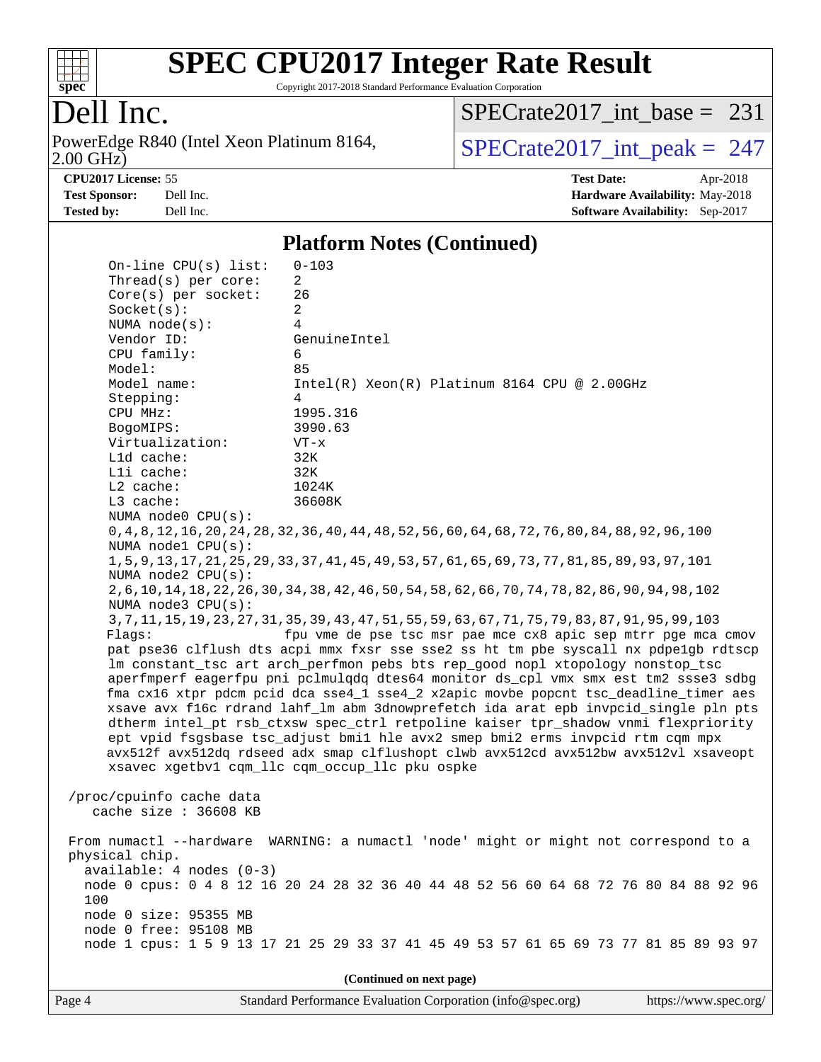# SPEC CPU2017 Integer Rate Result

Copyright 2017-2018 Standard Performance Evaluation Corporation

## Dell Inc.

PowerEdge R840 (Intel Xeon Platinum 8164, 2.00 GHz)

SPECrate2017_int_base = 231

SPECrate2017_int_peak = 247

**CPU2017 License:** 55
**Test Sponsor:** Dell Inc.
**Tested by:** Dell Inc.

**Test Date:** Apr-2018
**Hardware Availability:** May-2018
**Software Availability:** Sep-2017

### Platform Notes (Continued)

```
    On-line CPU(s) list:   0-103
    Thread(s) per core:    2
    Core(s) per socket:    26
    Socket(s):             2
    NUMA node(s):          4
    Vendor ID:             GenuineIntel
    CPU family:            6
    Model:                 85
    Model name:            Intel(R) Xeon(R) Platinum 8164 CPU @ 2.00GHz
    Stepping:              4
    CPU MHz:               1995.316
    BogoMIPS:              3990.63
    Virtualization:        VT-x
    L1d cache:             32K
    L1i cache:             32K
    L2 cache:              1024K
    L3 cache:              36608K
    NUMA node0 CPU(s):
    0,4,8,12,16,20,24,28,32,36,40,44,48,52,56,60,64,68,72,76,80,84,88,92,96,100
    NUMA node1 CPU(s):
    1,5,9,13,17,21,25,29,33,37,41,45,49,53,57,61,65,69,73,77,81,85,89,93,97,101
    NUMA node2 CPU(s):
    2,6,10,14,18,22,26,30,34,38,42,46,50,54,58,62,66,70,74,78,82,86,90,94,98,102
    NUMA node3 CPU(s):
    3,7,11,15,19,23,27,31,35,39,43,47,51,55,59,63,67,71,75,79,83,87,91,95,99,103
    Flags:                 fpu vme de pse tsc msr pae mce cx8 apic sep mtrr pge mca cmov
    pat pse36 clflush dts acpi mmx fxsr sse sse2 ss ht tm pbe syscall nx pdpe1gb rdtscp
    lm constant_tsc art arch_perfmon pebs bts rep_good nopl xtopology nonstop_tsc
    aperfmperf eagerfpu pni pclmulqdq dtes64 monitor ds_cpl vmx smx est tm2 ssse3 sdbg
    fma cx16 xtpr pdcm pcid dca sse4_1 sse4_2 x2apic movbe popcnt tsc_deadline_timer aes
    xsave avx f16c rdrand lahf_lm abm 3dnowprefetch ida arat epb invpcid_single pln pts
    dtherm intel_pt rsb_ctxsw spec_ctrl retpoline kaiser tpr_shadow vnmi flexpriority
    ept vpid fsgsbase tsc_adjust bmi1 hle avx2 smep bmi2 erms invpcid rtm cqm mpx
    avx512f avx512dq rdseed adx smap clflushopt clwb avx512cd avx512bw avx512vl xsaveopt
    xsavec xgetbv1 cqm_llc cqm_occup_llc pku ospke

 /proc/cpuinfo cache data
    cache size : 36608 KB

 From numactl --hardware  WARNING: a numactl 'node' might or might not correspond to a
 physical chip.
   available: 4 nodes (0-3)
   node 0 cpus: 0 4 8 12 16 20 24 28 32 36 40 44 48 52 56 60 64 68 72 76 80 84 88 92 96
   100
   node 0 size: 95355 MB
   node 0 free: 95108 MB
   node 1 cpus: 1 5 9 13 17 21 25 29 33 37 41 45 49 53 57 61 65 69 73 77 81 85 89 93 97
```

(Continued on next page)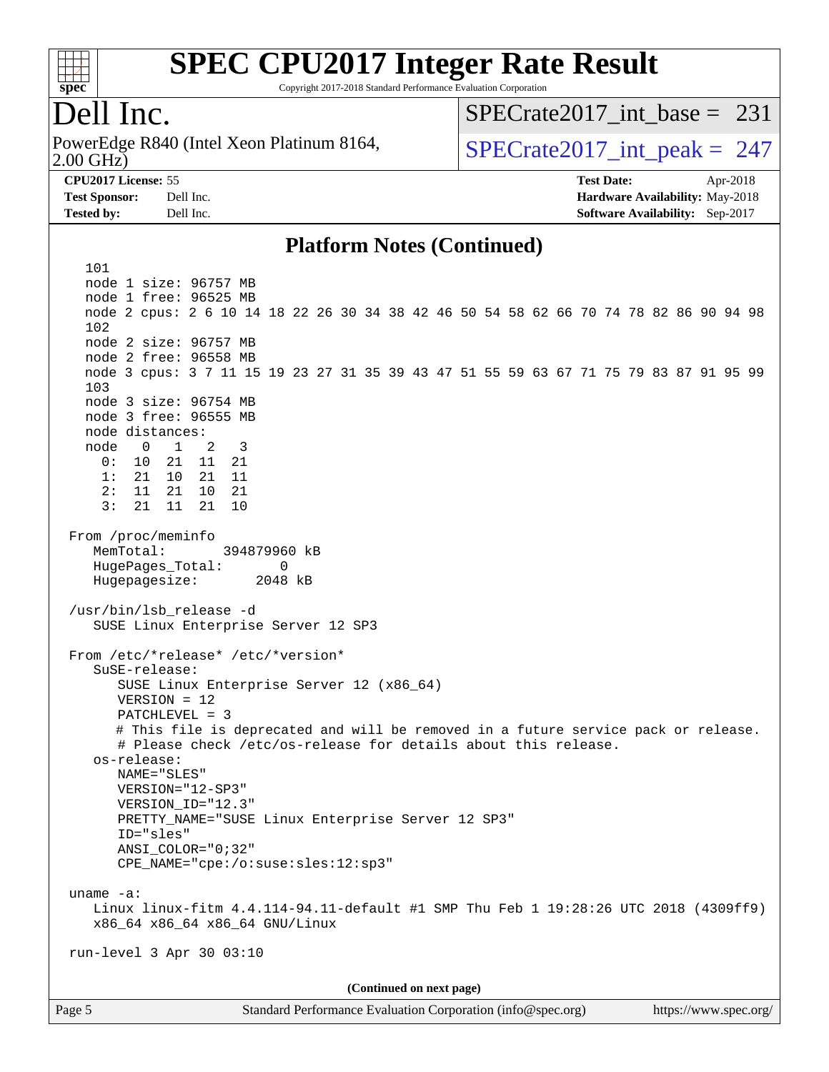# SPEC CPU2017 Integer Rate Result

Copyright 2017-2018 Standard Performance Evaluation Corporation

**Dell Inc.**

PowerEdge R840 (Intel Xeon Platinum 8164, 2.00 GHz)

SPECrate2017_int_base = 231

SPECrate2017_int_peak = 247

**CPU2017 License:** 55
**Test Sponsor:** Dell Inc.
**Tested by:** Dell Inc.

**Test Date:** Apr-2018
**Hardware Availability:** May-2018
**Software Availability:** Sep-2017

## Platform Notes (Continued)

```
  101
  node 1 size: 96757 MB
  node 1 free: 96525 MB
  node 2 cpus: 2 6 10 14 18 22 26 30 34 38 42 46 50 54 58 62 66 70 74 78 82 86 90 94 98
  102
  node 2 size: 96757 MB
  node 2 free: 96558 MB
  node 3 cpus: 3 7 11 15 19 23 27 31 35 39 43 47 51 55 59 63 67 71 75 79 83 87 91 95 99
  103
  node 3 size: 96754 MB
  node 3 free: 96555 MB
  node distances:
  node   0   1   2   3
    0:  10  21  11  21
    1:  21  10  21  11
    2:  11  21  10  21
    3:  21  11  21  10

From /proc/meminfo
   MemTotal:       394879960 kB
   HugePages_Total:       0
   Hugepagesize:       2048 kB

/usr/bin/lsb_release -d
   SUSE Linux Enterprise Server 12 SP3

From /etc/*release* /etc/*version*
   SuSE-release:
      SUSE Linux Enterprise Server 12 (x86_64)
      VERSION = 12
      PATCHLEVEL = 3
      # This file is deprecated and will be removed in a future service pack or release.
      # Please check /etc/os-release for details about this release.
   os-release:
      NAME="SLES"
      VERSION="12-SP3"
      VERSION_ID="12.3"
      PRETTY_NAME="SUSE Linux Enterprise Server 12 SP3"
      ID="sles"
      ANSI_COLOR="0;32"
      CPE_NAME="cpe:/o:suse:sles:12:sp3"

uname -a:
   Linux linux-fitm 4.4.114-94.11-default #1 SMP Thu Feb 1 19:28:26 UTC 2018 (4309ff9)
   x86_64 x86_64 x86_64 GNU/Linux

run-level 3 Apr 30 03:10
```

(Continued on next page)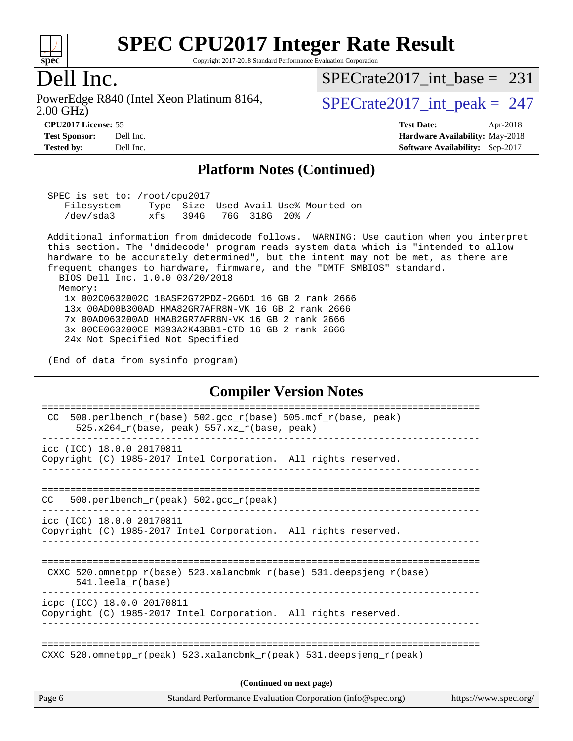# SPEC CPU2017 Integer Rate Result

Copyright 2017-2018 Standard Performance Evaluation Corporation

## Dell Inc.

PowerEdge R840 (Intel Xeon Platinum 8164, 2.00 GHz)

SPECrate2017_int_base = 231

SPECrate2017_int_peak = 247

**CPU2017 License:** 55
**Test Sponsor:** Dell Inc.
**Tested by:** Dell Inc.

**Test Date:** Apr-2018
**Hardware Availability:** May-2018
**Software Availability:** Sep-2017

## Platform Notes (Continued)

```
SPEC is set to: /root/cpu2017
   Filesystem     Type  Size  Used Avail Use% Mounted on
   /dev/sda3      xfs   394G   76G  318G  20% /

Additional information from dmidecode follows.  WARNING: Use caution when you interpret
this section. The 'dmidecode' program reads system data which is "intended to allow
hardware to be accurately determined", but the intent may not be met, as there are
frequent changes to hardware, firmware, and the "DMTF SMBIOS" standard.
  BIOS Dell Inc. 1.0.0 03/20/2018
  Memory:
    1x 002C0632002C 18ASF2G72PDZ-2G6D1 16 GB 2 rank 2666
    13x 00AD00B300AD HMA82GR7AFR8N-VK 16 GB 2 rank 2666
    7x 00AD063200AD HMA82GR7AFR8N-VK 16 GB 2 rank 2666
    3x 00CE063200CE M393A2K43BB1-CTD 16 GB 2 rank 2666
    24x Not Specified Not Specified

(End of data from sysinfo program)
```

## Compiler Version Notes

```
==============================================================================
 CC  500.perlbench_r(base) 502.gcc_r(base) 505.mcf_r(base, peak)
      525.x264_r(base, peak) 557.xz_r(base, peak)
------------------------------------------------------------------------------
icc (ICC) 18.0.0 20170811
Copyright (C) 1985-2017 Intel Corporation.  All rights reserved.
------------------------------------------------------------------------------

==============================================================================
CC   500.perlbench_r(peak) 502.gcc_r(peak)
------------------------------------------------------------------------------
icc (ICC) 18.0.0 20170811
Copyright (C) 1985-2017 Intel Corporation.  All rights reserved.
------------------------------------------------------------------------------

==============================================================================
 CXXC 520.omnetpp_r(base) 523.xalancbmk_r(base) 531.deepsjeng_r(base)
      541.leela_r(base)
------------------------------------------------------------------------------
icpc (ICC) 18.0.0 20170811
Copyright (C) 1985-2017 Intel Corporation.  All rights reserved.
------------------------------------------------------------------------------

==============================================================================
CXXC 520.omnetpp_r(peak) 523.xalancbmk_r(peak) 531.deepsjeng_r(peak)
```

(Continued on next page)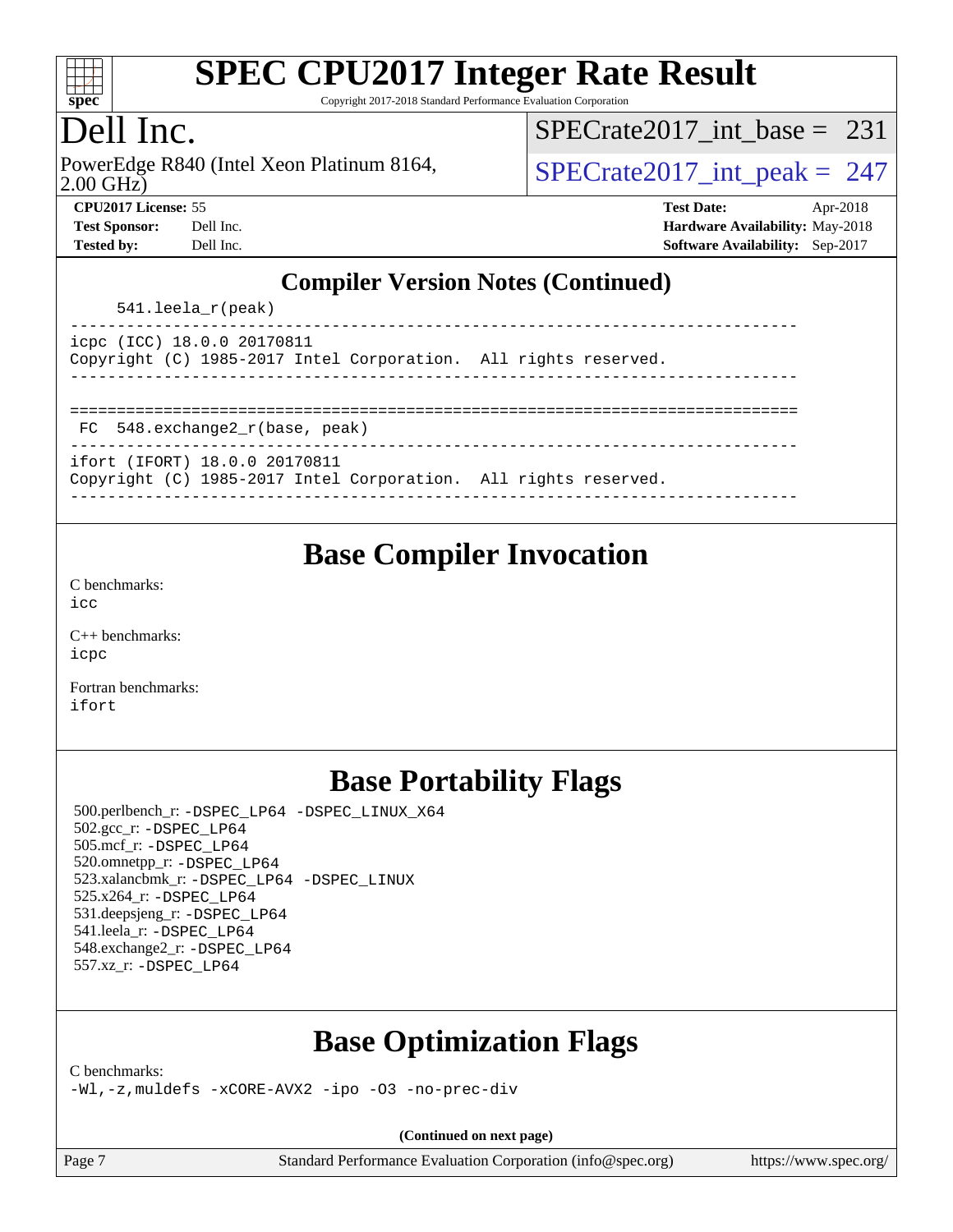## Compiler Version Notes (Continued)

```
     541.leela_r(peak)
------------------------------------------------------------------------------
icpc (ICC) 18.0.0 20170811
Copyright (C) 1985-2017 Intel Corporation.  All rights reserved.
------------------------------------------------------------------------------

==============================================================================
 FC  548.exchange2_r(base, peak)
------------------------------------------------------------------------------
ifort (IFORT) 18.0.0 20170811
Copyright (C) 1985-2017 Intel Corporation.  All rights reserved.
------------------------------------------------------------------------------
```

## Base Compiler Invocation

C benchmarks:
icc

C++ benchmarks:
icpc

Fortran benchmarks:
ifort

## Base Portability Flags

500.perlbench_r: -DSPEC_LP64 -DSPEC_LINUX_X64
502.gcc_r: -DSPEC_LP64
505.mcf_r: -DSPEC_LP64
520.omnetpp_r: -DSPEC_LP64
523.xalancbmk_r: -DSPEC_LP64 -DSPEC_LINUX
525.x264_r: -DSPEC_LP64
531.deepsjeng_r: -DSPEC_LP64
541.leela_r: -DSPEC_LP64
548.exchange2_r: -DSPEC_LP64
557.xz_r: -DSPEC_LP64

## Base Optimization Flags

C benchmarks:
-Wl,-z,muldefs -xCORE-AVX2 -ipo -O3 -no-prec-div

**(Continued on next page)**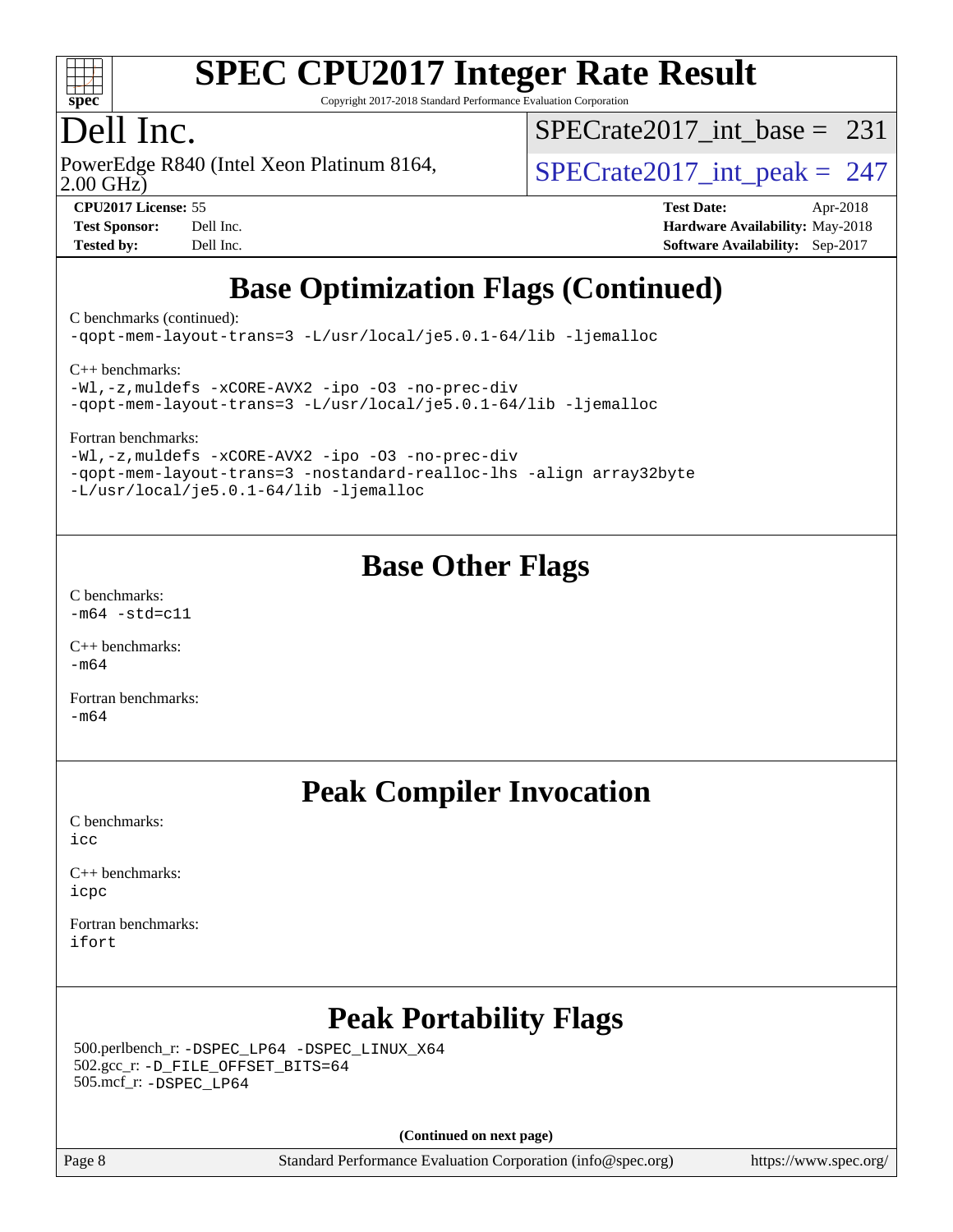# Base Optimization Flags (Continued)

C benchmarks (continued):
-qopt-mem-layout-trans=3 -L/usr/local/je5.0.1-64/lib -ljemalloc

C++ benchmarks:
-Wl,-z,muldefs -xCORE-AVX2 -ipo -O3 -no-prec-div
-qopt-mem-layout-trans=3 -L/usr/local/je5.0.1-64/lib -ljemalloc

Fortran benchmarks:
-Wl,-z,muldefs -xCORE-AVX2 -ipo -O3 -no-prec-div
-qopt-mem-layout-trans=3 -nostandard-realloc-lhs -align array32byte
-L/usr/local/je5.0.1-64/lib -ljemalloc

# Base Other Flags

C benchmarks:
-m64 -std=c11

C++ benchmarks:
-m64

Fortran benchmarks:
-m64

# Peak Compiler Invocation

C benchmarks:
icc

C++ benchmarks:
icpc

Fortran benchmarks:
ifort

# Peak Portability Flags

500.perlbench_r: -DSPEC_LP64 -DSPEC_LINUX_X64
502.gcc_r: -D_FILE_OFFSET_BITS=64
505.mcf_r: -DSPEC_LP64

**(Continued on next page)**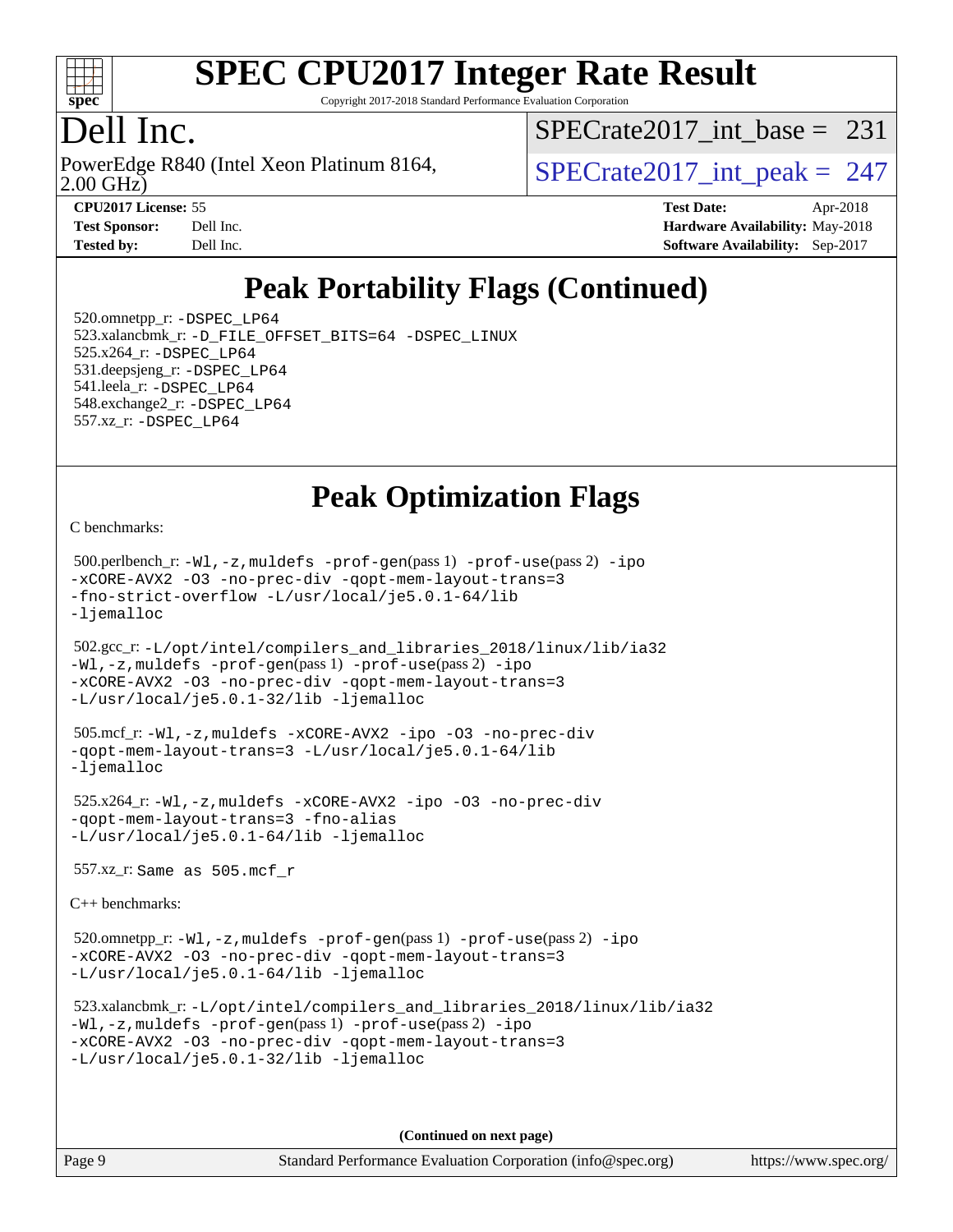# SPEC CPU2017 Integer Rate Result

Copyright 2017-2018 Standard Performance Evaluation Corporation

## Dell Inc.

PowerEdge R840 (Intel Xeon Platinum 8164, 2.00 GHz)

SPECrate2017_int_base = 231

SPECrate2017_int_peak = 247

| | | | |
|---|---|---|---|
| **CPU2017 License:** | 55 | **Test Date:** | Apr-2018 |
| **Test Sponsor:** | Dell Inc. | **Hardware Availability:** | May-2018 |
| **Tested by:** | Dell Inc. | **Software Availability:** | Sep-2017 |

## Peak Portability Flags (Continued)

520.omnetpp_r: -DSPEC_LP64
523.xalancbmk_r: -D_FILE_OFFSET_BITS=64 -DSPEC_LINUX
525.x264_r: -DSPEC_LP64
531.deepsjeng_r: -DSPEC_LP64
541.leela_r: -DSPEC_LP64
548.exchange2_r: -DSPEC_LP64
557.xz_r: -DSPEC_LP64

## Peak Optimization Flags

C benchmarks:

500.perlbench_r: -Wl,-z,muldefs -prof-gen(pass 1) -prof-use(pass 2) -ipo -xCORE-AVX2 -O3 -no-prec-div -qopt-mem-layout-trans=3 -fno-strict-overflow -L/usr/local/je5.0.1-64/lib -ljemalloc

502.gcc_r: -L/opt/intel/compilers_and_libraries_2018/linux/lib/ia32 -Wl,-z,muldefs -prof-gen(pass 1) -prof-use(pass 2) -ipo -xCORE-AVX2 -O3 -no-prec-div -qopt-mem-layout-trans=3 -L/usr/local/je5.0.1-32/lib -ljemalloc

505.mcf_r: -Wl,-z,muldefs -xCORE-AVX2 -ipo -O3 -no-prec-div -qopt-mem-layout-trans=3 -L/usr/local/je5.0.1-64/lib -ljemalloc

525.x264_r: -Wl,-z,muldefs -xCORE-AVX2 -ipo -O3 -no-prec-div -qopt-mem-layout-trans=3 -fno-alias -L/usr/local/je5.0.1-64/lib -ljemalloc

557.xz_r: Same as 505.mcf_r

C++ benchmarks:

520.omnetpp_r: -Wl,-z,muldefs -prof-gen(pass 1) -prof-use(pass 2) -ipo -xCORE-AVX2 -O3 -no-prec-div -qopt-mem-layout-trans=3 -L/usr/local/je5.0.1-64/lib -ljemalloc

523.xalancbmk_r: -L/opt/intel/compilers_and_libraries_2018/linux/lib/ia32 -Wl,-z,muldefs -prof-gen(pass 1) -prof-use(pass 2) -ipo -xCORE-AVX2 -O3 -no-prec-div -qopt-mem-layout-trans=3 -L/usr/local/je5.0.1-32/lib -ljemalloc

**(Continued on next page)**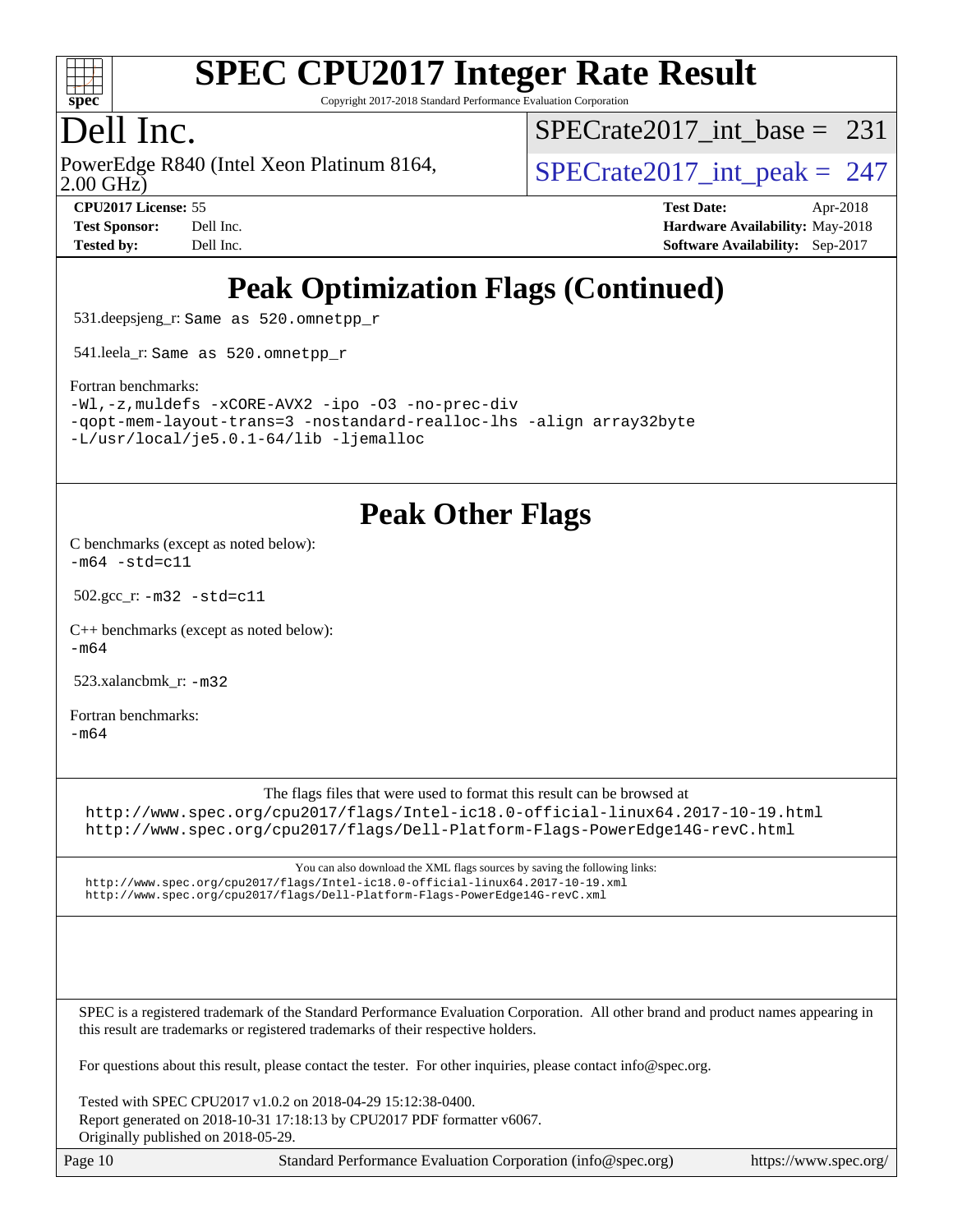# Peak Optimization Flags (Continued)

531.deepsjeng_r: Same as 520.omnetpp_r

541.leela_r: Same as 520.omnetpp_r

Fortran benchmarks:

-Wl,-z,muldefs -xCORE-AVX2 -ipo -O3 -no-prec-div
-qopt-mem-layout-trans=3 -nostandard-realloc-lhs -align array32byte
-L/usr/local/je5.0.1-64/lib -ljemalloc

# Peak Other Flags

C benchmarks (except as noted below):
-m64 -std=c11

502.gcc_r: -m32 -std=c11

C++ benchmarks (except as noted below):
-m64

523.xalancbmk_r: -m32

Fortran benchmarks:
-m64

The flags files that were used to format this result can be browsed at
http://www.spec.org/cpu2017/flags/Intel-ic18.0-official-linux64.2017-10-19.html
http://www.spec.org/cpu2017/flags/Dell-Platform-Flags-PowerEdge14G-revC.html

You can also download the XML flags sources by saving the following links:
http://www.spec.org/cpu2017/flags/Intel-ic18.0-official-linux64.2017-10-19.xml
http://www.spec.org/cpu2017/flags/Dell-Platform-Flags-PowerEdge14G-revC.xml

SPEC is a registered trademark of the Standard Performance Evaluation Corporation. All other brand and product names appearing in this result are trademarks or registered trademarks of their respective holders.

For questions about this result, please contact the tester. For other inquiries, please contact info@spec.org.

Tested with SPEC CPU2017 v1.0.2 on 2018-04-29 15:12:38-0400.
Report generated on 2018-10-31 17:18:13 by CPU2017 PDF formatter v6067.
Originally published on 2018-05-29.